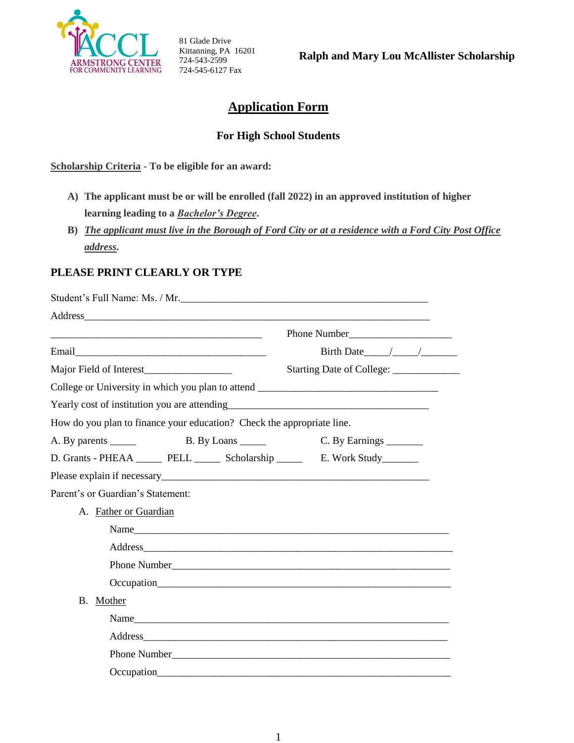ARMSTRONG CENTER FOR COMMUNITY LEARNING

81 Glade Drive
Kittanning, PA 16201
724-543-2599
724-545-6127 Fax

**Ralph and Mary Lou McAllister Scholarship**

# Application Form

## For High School Students

**Scholarship Criteria - To be eligible for an award:**

A) **The applicant must be or will be enrolled (fall 2022) in an approved institution of higher learning leading to a *Bachelor's Degree*.**

B) ***The applicant must live in the Borough of Ford City or at a residence with a Ford City Post Office address*.**

**PLEASE PRINT CLEARLY OR TYPE**

Student's Full Name: Ms. / Mr.________________________________________________

Address______________________________________________________________

________________________________________ Phone Number___________________

Email_____________________________________ Birth Date_____/_____/_______

Major Field of Interest_________________ Starting Date of College: _____________

College or University in which you plan to attend ___________________________________

Yearly cost of institution you are attending_______________________________________

How do you plan to finance your education? Check the appropriate line.

A. By parents _____ B. By Loans _____ C. By Earnings _______

D. Grants - PHEAA _____ PELL _____ Scholarship _____ E. Work Study_______

Please explain if necessary____________________________________________________

Parent's or Guardian's Statement:

A. Father or Guardian

Name___________________________________________________________

Address_________________________________________________________

Phone Number____________________________________________________

Occupation_______________________________________________________

B. Mother

Name___________________________________________________________

Address_________________________________________________________

Phone Number____________________________________________________

Occupation_______________________________________________________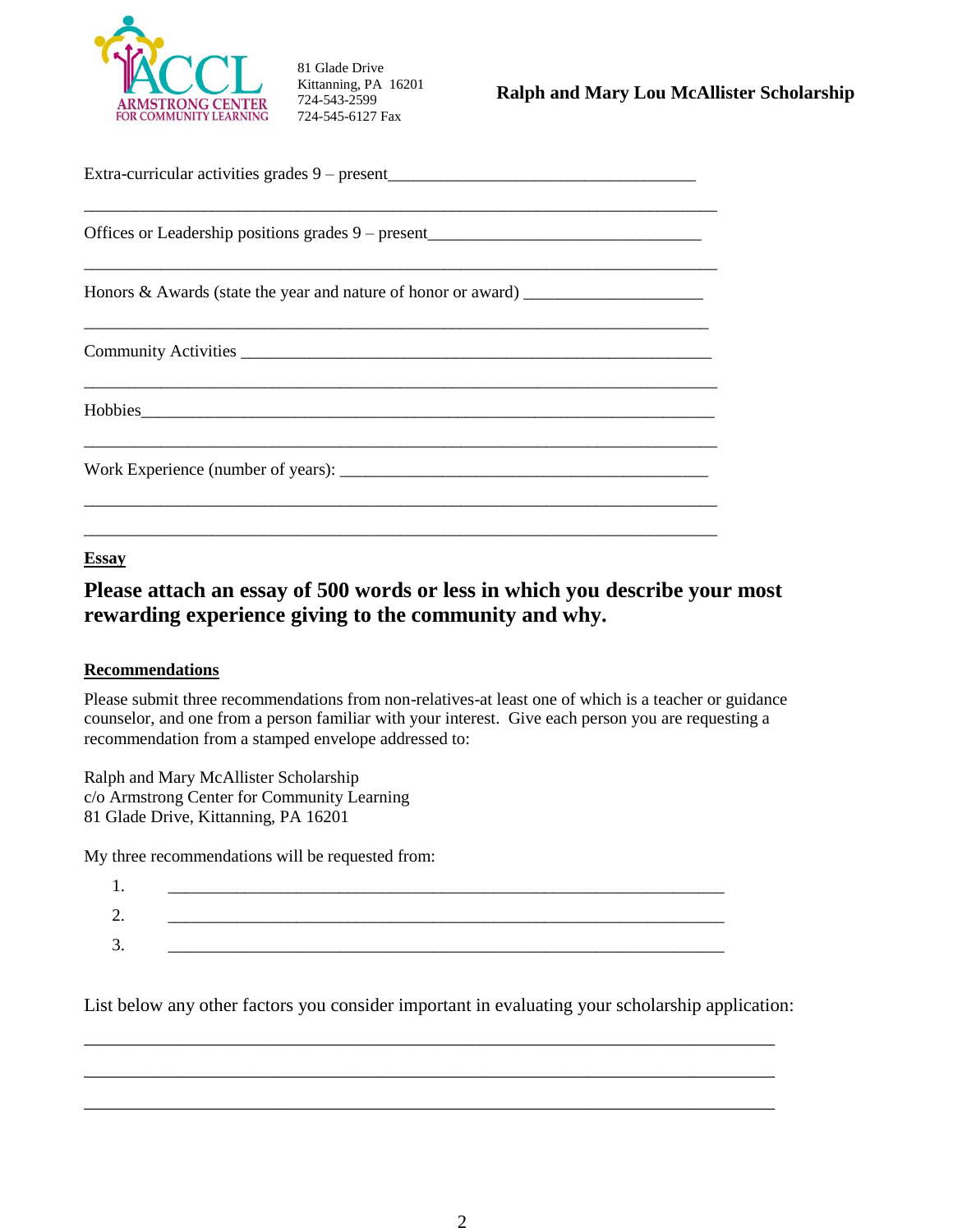81 Glade Drive
Kittanning, PA 16201
724-543-2599
724-545-6127 Fax

**Ralph and Mary Lou McAllister Scholarship**

Extra-curricular activities grades 9 – present___________________________________

___________________________________________________________________________

Offices or Leadership positions grades 9 – present_______________________________

___________________________________________________________________________

Honors & Awards (state the year and nature of honor or award) ____________________

___________________________________________________________________________

Community Activities _____________________________________________________

___________________________________________________________________________

Hobbies___________________________________________________________________

___________________________________________________________________________

Work Experience (number of years): __________________________________________

___________________________________________________________________________

___________________________________________________________________________

**Essay**

## Please attach an essay of 500 words or less in which you describe your most rewarding experience giving to the community and why.

**Recommendations**

Please submit three recommendations from non-relatives-at least one of which is a teacher or guidance counselor, and one from a person familiar with your interest. Give each person you are requesting a recommendation from a stamped envelope addressed to:

Ralph and Mary McAllister Scholarship
c/o Armstrong Center for Community Learning
81 Glade Drive, Kittanning, PA 16201

My three recommendations will be requested from:

1. ______________________________________________________________
2. ______________________________________________________________
3. ______________________________________________________________

List below any other factors you consider important in evaluating your scholarship application:

___________________________________________________________________________

___________________________________________________________________________

___________________________________________________________________________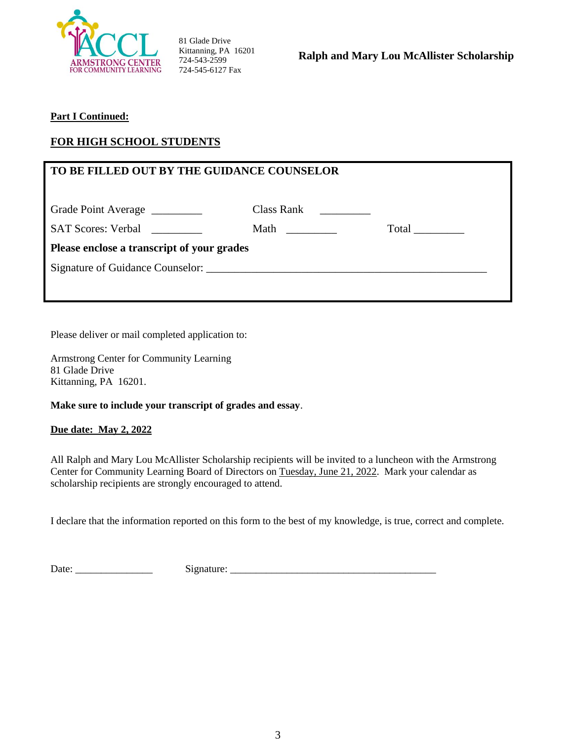81 Glade Drive
Kittanning, PA 16201
724-543-2599
724-545-6127 Fax

**Ralph and Mary Lou McAllister Scholarship**

**Part I Continued:**

**FOR HIGH SCHOOL STUDENTS**

**TO BE FILLED OUT BY THE GUIDANCE COUNSELOR**

Grade Point Average _________ Class Rank _________

SAT Scores: Verbal _________ Math _________ Total _________

**Please enclose a transcript of your grades**

Signature of Guidance Counselor: ___________________________________________________

Please deliver or mail completed application to:

Armstrong Center for Community Learning
81 Glade Drive
Kittanning, PA 16201.

**Make sure to include your transcript of grades and essay**.

**Due date: May 2, 2022**

All Ralph and Mary Lou McAllister Scholarship recipients will be invited to a luncheon with the Armstrong Center for Community Learning Board of Directors on Tuesday, June 21, 2022. Mark your calendar as scholarship recipients are strongly encouraged to attend.

I declare that the information reported on this form to the best of my knowledge, is true, correct and complete.

Date: _______________ Signature: _______________________________________